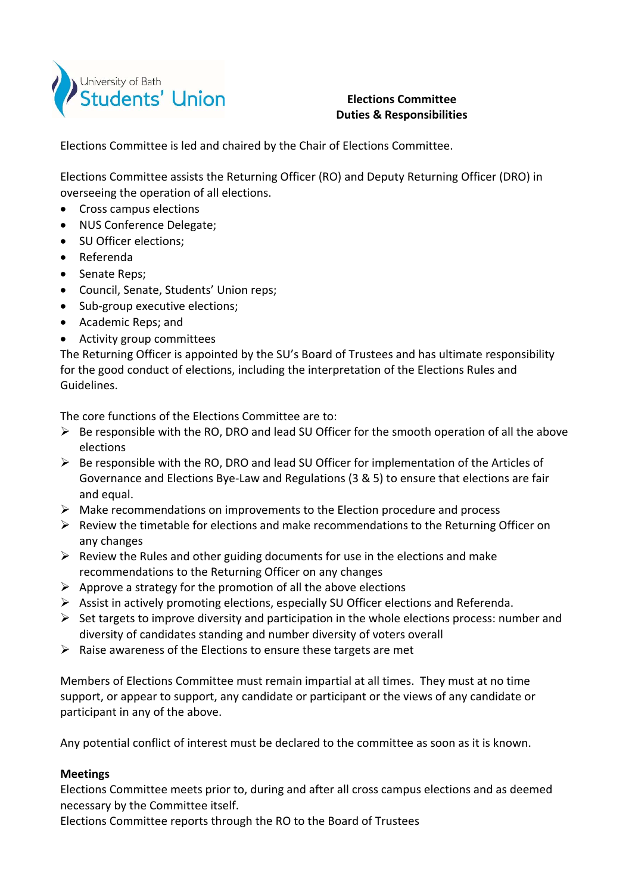University of Bath Students' Union

**Elections Committee**
**Duties & Responsibilities**

Elections Committee is led and chaired by the Chair of Elections Committee.

Elections Committee assists the Returning Officer (RO) and Deputy Returning Officer (DRO) in overseeing the operation of all elections.

- Cross campus elections
- NUS Conference Delegate;
- SU Officer elections;
- Referenda
- Senate Reps;
- Council, Senate, Students' Union reps;
- Sub-group executive elections;
- Academic Reps; and
- Activity group committees

The Returning Officer is appointed by the SU's Board of Trustees and has ultimate responsibility for the good conduct of elections, including the interpretation of the Elections Rules and Guidelines.

The core functions of the Elections Committee are to:

- Be responsible with the RO, DRO and lead SU Officer for the smooth operation of all the above elections
- Be responsible with the RO, DRO and lead SU Officer for implementation of the Articles of Governance and Elections Bye-Law and Regulations (3 & 5) to ensure that elections are fair and equal.
- Make recommendations on improvements to the Election procedure and process
- Review the timetable for elections and make recommendations to the Returning Officer on any changes
- Review the Rules and other guiding documents for use in the elections and make recommendations to the Returning Officer on any changes
- Approve a strategy for the promotion of all the above elections
- Assist in actively promoting elections, especially SU Officer elections and Referenda.
- Set targets to improve diversity and participation in the whole elections process: number and diversity of candidates standing and number diversity of voters overall
- Raise awareness of the Elections to ensure these targets are met

Members of Elections Committee must remain impartial at all times. They must at no time support, or appear to support, any candidate or participant or the views of any candidate or participant in any of the above.

Any potential conflict of interest must be declared to the committee as soon as it is known.

**Meetings**

Elections Committee meets prior to, during and after all cross campus elections and as deemed necessary by the Committee itself.

Elections Committee reports through the RO to the Board of Trustees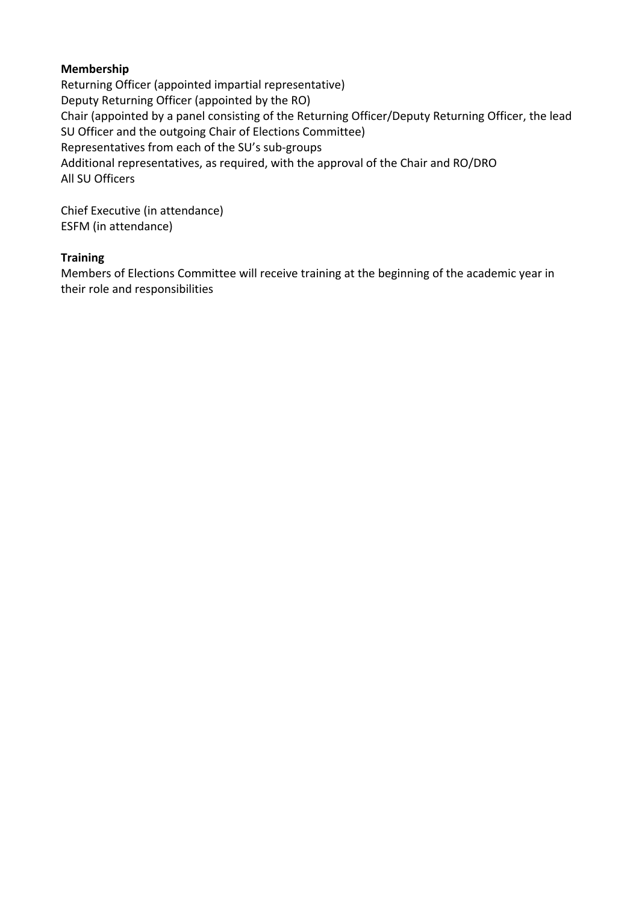**Membership**

Returning Officer (appointed impartial representative)
Deputy Returning Officer (appointed by the RO)
Chair (appointed by a panel consisting of the Returning Officer/Deputy Returning Officer, the lead SU Officer and the outgoing Chair of Elections Committee)
Representatives from each of the SU's sub-groups
Additional representatives, as required, with the approval of the Chair and RO/DRO
All SU Officers

Chief Executive (in attendance)
ESFM (in attendance)

**Training**

Members of Elections Committee will receive training at the beginning of the academic year in their role and responsibilities